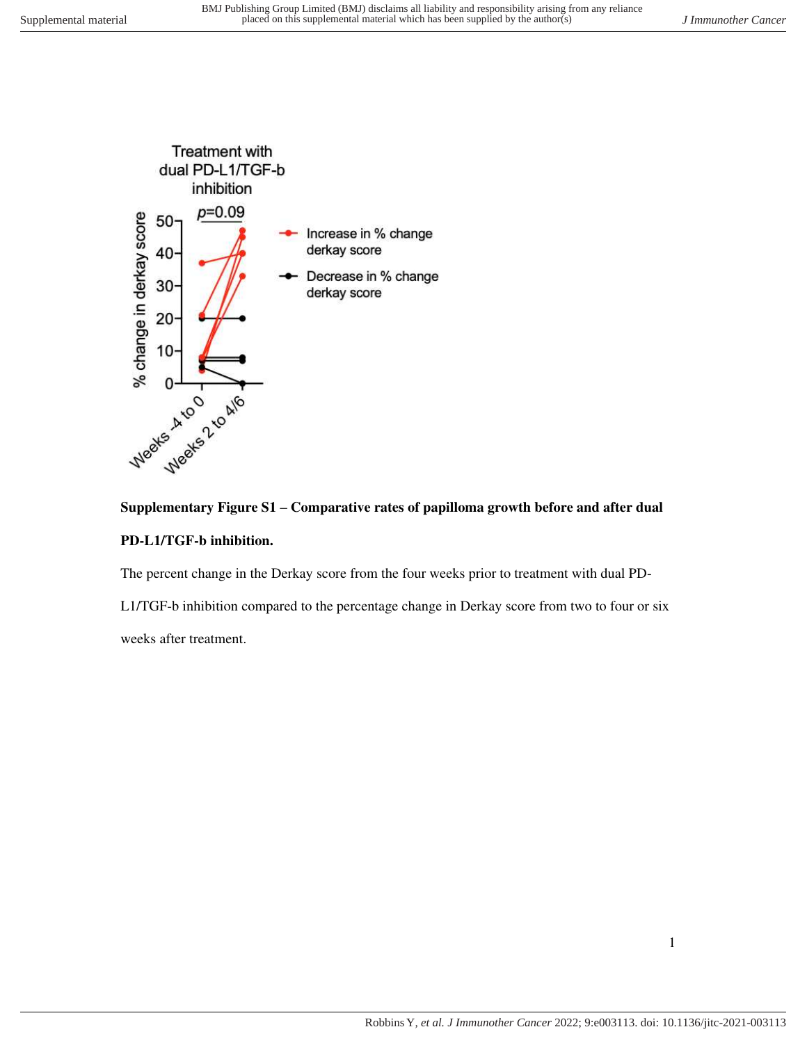**Supplementary Figure S1 – Comparative rates of papilloma growth before and after dual PD-L1/TGF-b inhibition.**

The percent change in the Derkay score from the four weeks prior to treatment with dual PD-L1/TGF-b inhibition compared to the percentage change in Derkay score from two to four or six weeks after treatment.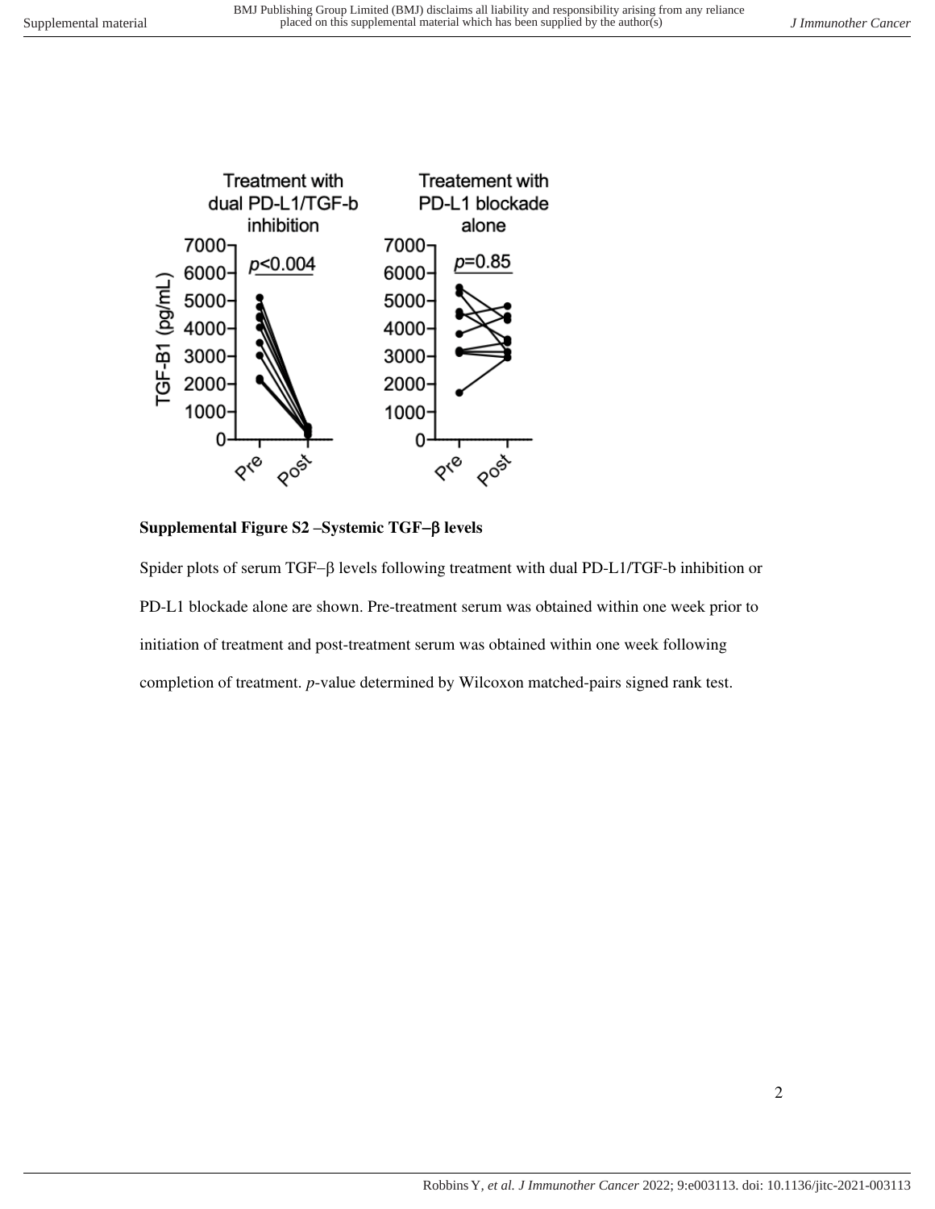**Supplemental Figure S2 –Systemic TGF–β levels**

Spider plots of serum TGF–β levels following treatment with dual PD-L1/TGF-b inhibition or PD-L1 blockade alone are shown. Pre-treatment serum was obtained within one week prior to initiation of treatment and post-treatment serum was obtained within one week following completion of treatment. *p*-value determined by Wilcoxon matched-pairs signed rank test.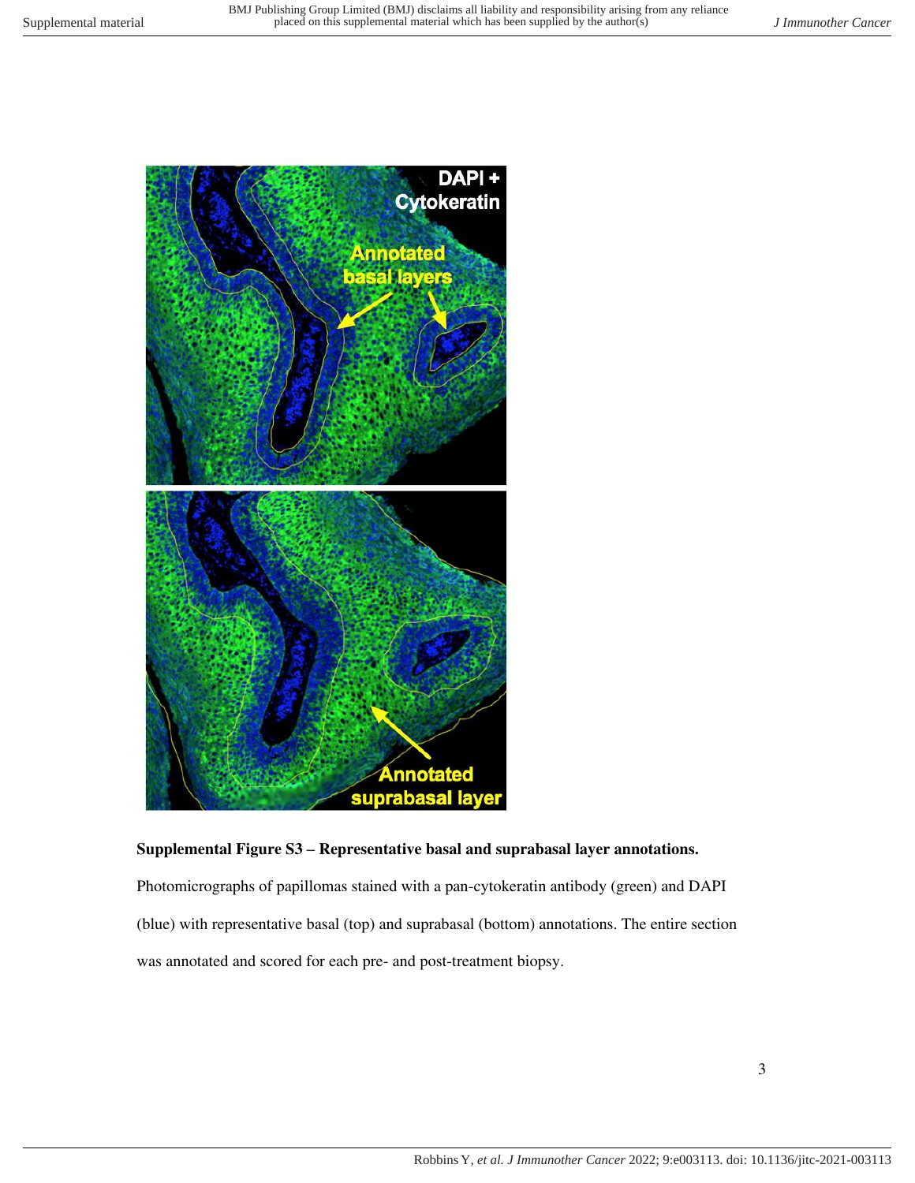**Supplemental Figure S3 – Representative basal and suprabasal layer annotations.**

Photomicrographs of papillomas stained with a pan-cytokeratin antibody (green) and DAPI (blue) with representative basal (top) and suprabasal (bottom) annotations. The entire section was annotated and scored for each pre- and post-treatment biopsy.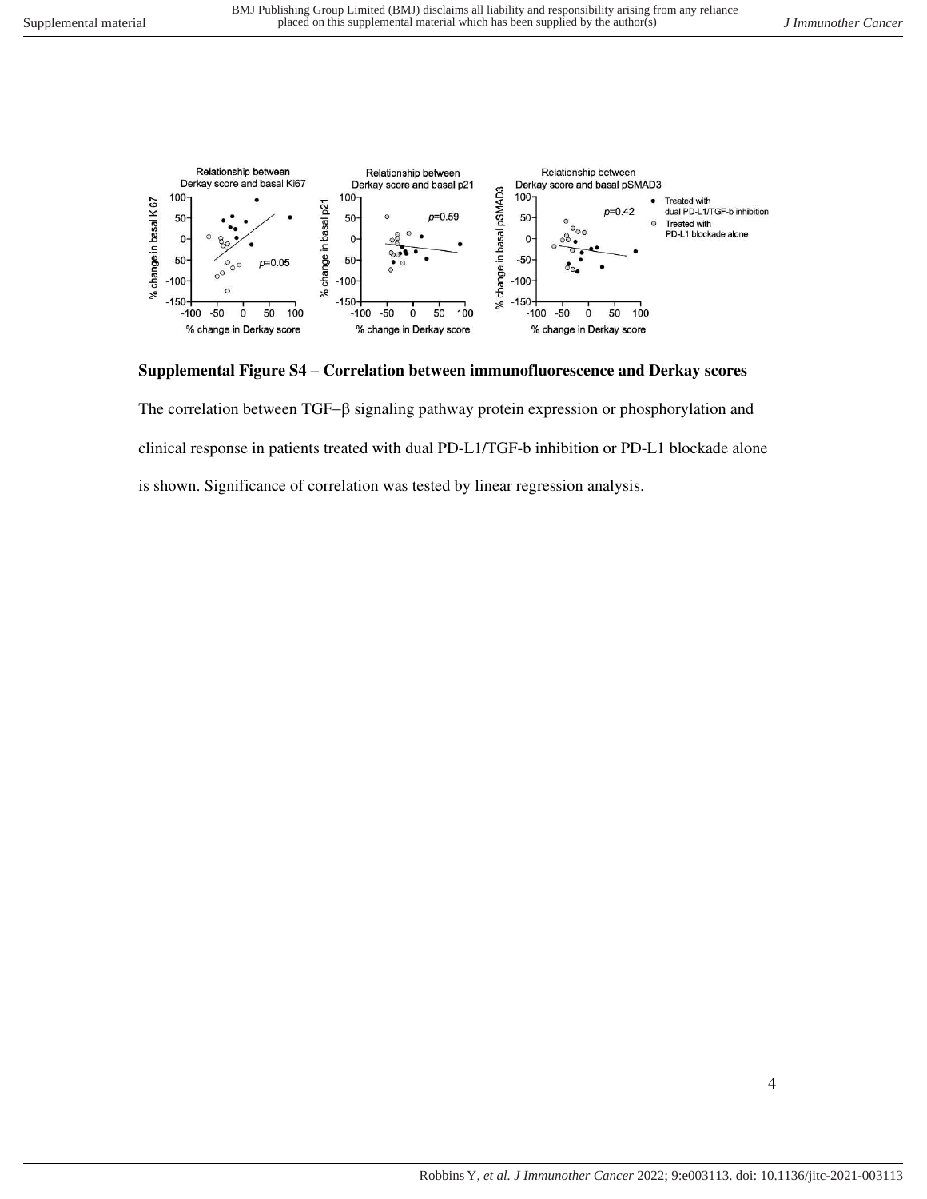**Supplemental Figure S4 – Correlation between immunofluorescence and Derkay scores**

The correlation between TGF–β signaling pathway protein expression or phosphorylation and clinical response in patients treated with dual PD-L1/TGF-b inhibition or PD-L1 blockade alone is shown. Significance of correlation was tested by linear regression analysis.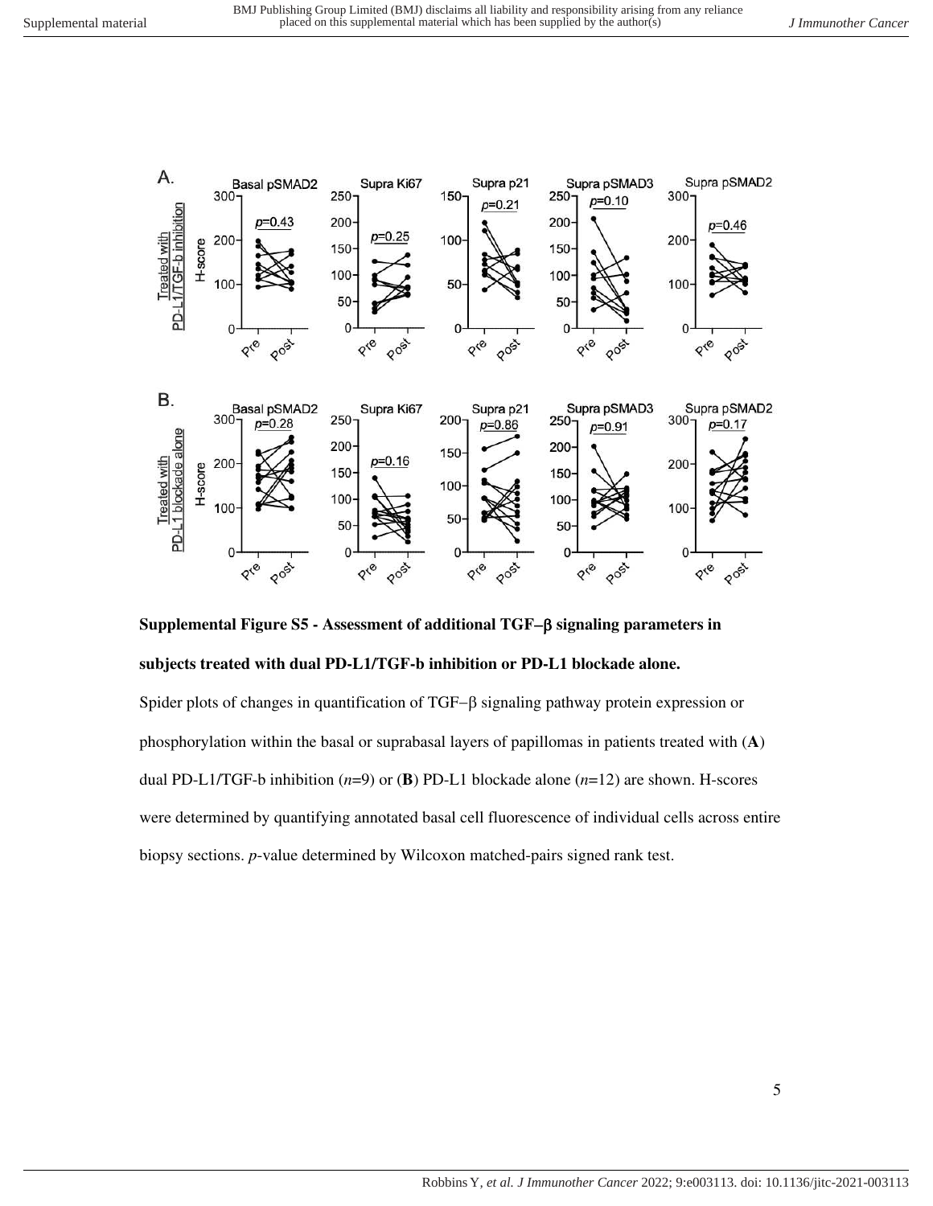**Supplemental Figure S5 - Assessment of additional TGF−β signaling parameters in subjects treated with dual PD-L1/TGF-b inhibition or PD-L1 blockade alone.**

Spider plots of changes in quantification of TGF−β signaling pathway protein expression or phosphorylation within the basal or suprabasal layers of papillomas in patients treated with (**A**) dual PD-L1/TGF-b inhibition (*n*=9) or (**B**) PD-L1 blockade alone (*n*=12) are shown. H-scores were determined by quantifying annotated basal cell fluorescence of individual cells across entire biopsy sections. *p*-value determined by Wilcoxon matched-pairs signed rank test.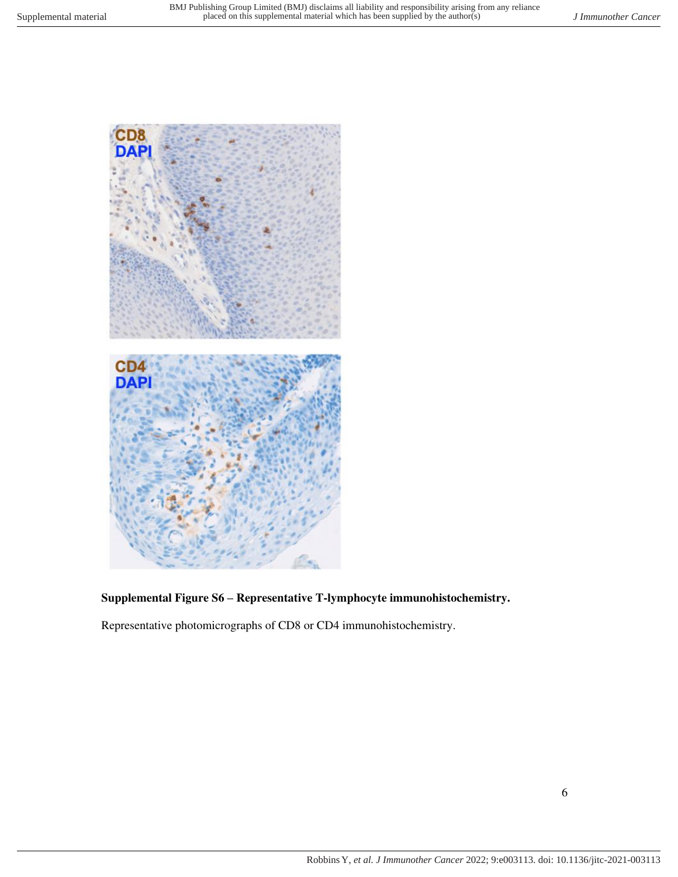**Supplemental Figure S6 – Representative T-lymphocyte immunohistochemistry.**

Representative photomicrographs of CD8 or CD4 immunohistochemistry.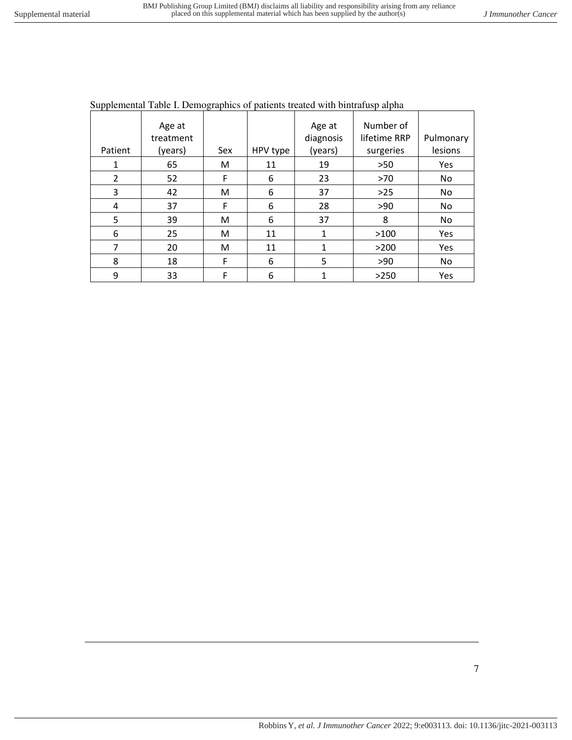Supplemental Table I. Demographics of patients treated with bintrafusp alpha

| Patient | Age at treatment (years) | Sex | HPV type | Age at diagnosis (years) | Number of lifetime RRP surgeries | Pulmonary lesions |
|---|---|---|---|---|---|---|
| 1 | 65 | M | 11 | 19 | >50 | Yes |
| 2 | 52 | F | 6 | 23 | >70 | No |
| 3 | 42 | M | 6 | 37 | >25 | No |
| 4 | 37 | F | 6 | 28 | >90 | No |
| 5 | 39 | M | 6 | 37 | 8 | No |
| 6 | 25 | M | 11 | 1 | >100 | Yes |
| 7 | 20 | M | 11 | 1 | >200 | Yes |
| 8 | 18 | F | 6 | 5 | >90 | No |
| 9 | 33 | F | 6 | 1 | >250 | Yes |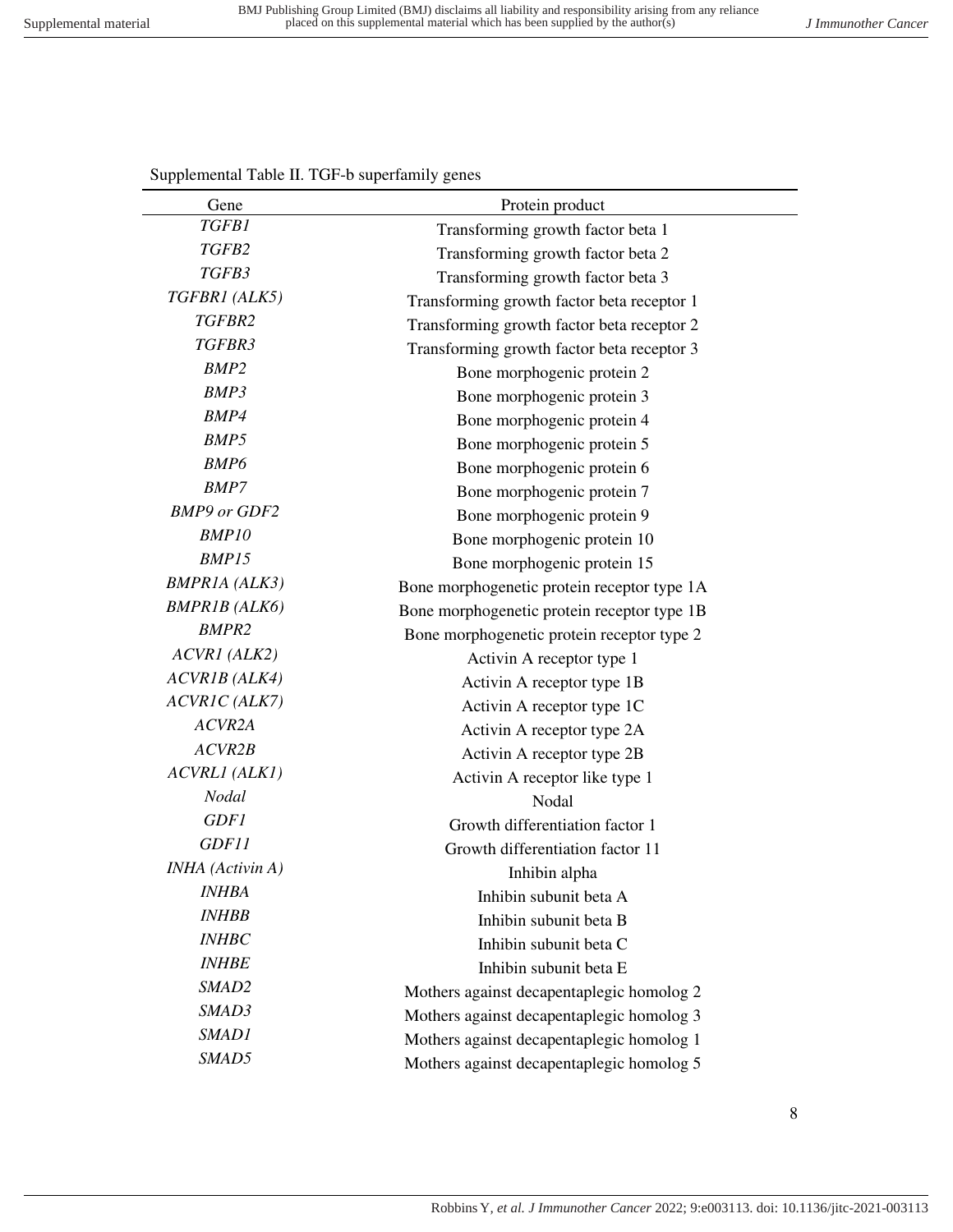Supplemental Table II. TGF-b superfamily genes

| Gene | Protein product |
| --- | --- |
| *TGFB1* | Transforming growth factor beta 1 |
| *TGFB2* | Transforming growth factor beta 2 |
| *TGFB3* | Transforming growth factor beta 3 |
| *TGFBR1 (ALK5)* | Transforming growth factor beta receptor 1 |
| *TGFBR2* | Transforming growth factor beta receptor 2 |
| *TGFBR3* | Transforming growth factor beta receptor 3 |
| *BMP2* | Bone morphogenic protein 2 |
| *BMP3* | Bone morphogenic protein 3 |
| *BMP4* | Bone morphogenic protein 4 |
| *BMP5* | Bone morphogenic protein 5 |
| *BMP6* | Bone morphogenic protein 6 |
| *BMP7* | Bone morphogenic protein 7 |
| *BMP9 or GDF2* | Bone morphogenic protein 9 |
| *BMP10* | Bone morphogenic protein 10 |
| *BMP15* | Bone morphogenic protein 15 |
| *BMPR1A (ALK3)* | Bone morphogenetic protein receptor type 1A |
| *BMPR1B (ALK6)* | Bone morphogenetic protein receptor type 1B |
| *BMPR2* | Bone morphogenetic protein receptor type 2 |
| *ACVR1 (ALK2)* | Activin A receptor type 1 |
| *ACVR1B (ALK4)* | Activin A receptor type 1B |
| *ACVR1C (ALK7)* | Activin A receptor type 1C |
| *ACVR2A* | Activin A receptor type 2A |
| *ACVR2B* | Activin A receptor type 2B |
| *ACVRL1 (ALK1)* | Activin A receptor like type 1 |
| *Nodal* | Nodal |
| *GDF1* | Growth differentiation factor 1 |
| *GDF11* | Growth differentiation factor 11 |
| *INHA (Activin A)* | Inhibin alpha |
| *INHBA* | Inhibin subunit beta A |
| *INHBB* | Inhibin subunit beta B |
| *INHBC* | Inhibin subunit beta C |
| *INHBE* | Inhibin subunit beta E |
| *SMAD2* | Mothers against decapentaplegic homolog 2 |
| *SMAD3* | Mothers against decapentaplegic homolog 3 |
| *SMAD1* | Mothers against decapentaplegic homolog 1 |
| *SMAD5* | Mothers against decapentaplegic homolog 5 |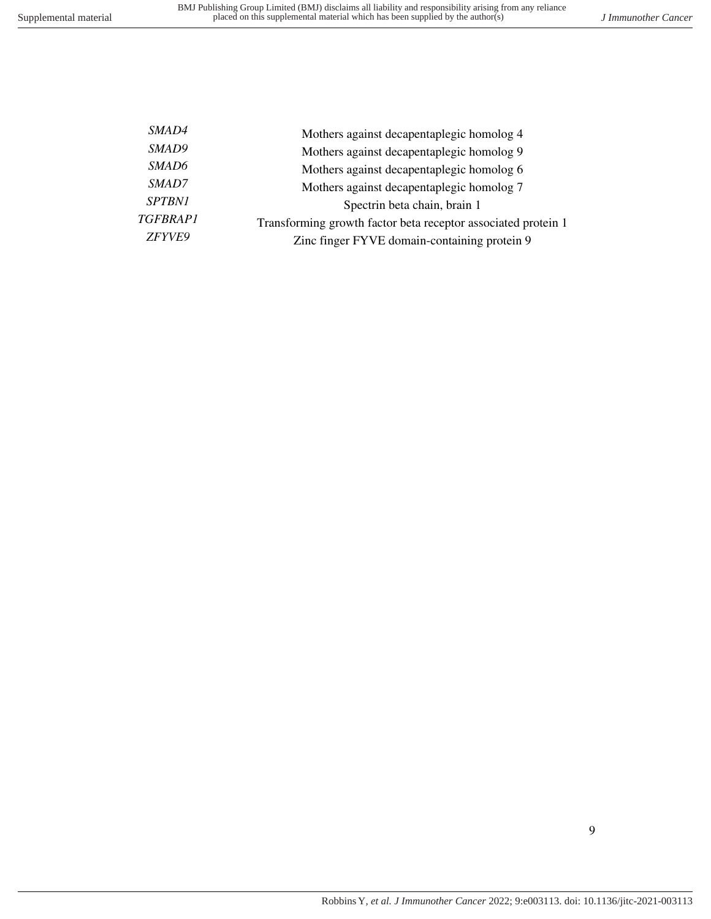| | |
|---|---|
| *SMAD4* | Mothers against decapentaplegic homolog 4 |
| *SMAD9* | Mothers against decapentaplegic homolog 9 |
| *SMAD6* | Mothers against decapentaplegic homolog 6 |
| *SMAD7* | Mothers against decapentaplegic homolog 7 |
| *SPTBN1* | Spectrin beta chain, brain 1 |
| *TGFBRAP1* | Transforming growth factor beta receptor associated protein 1 |
| *ZFYVE9* | Zinc finger FYVE domain-containing protein 9 |